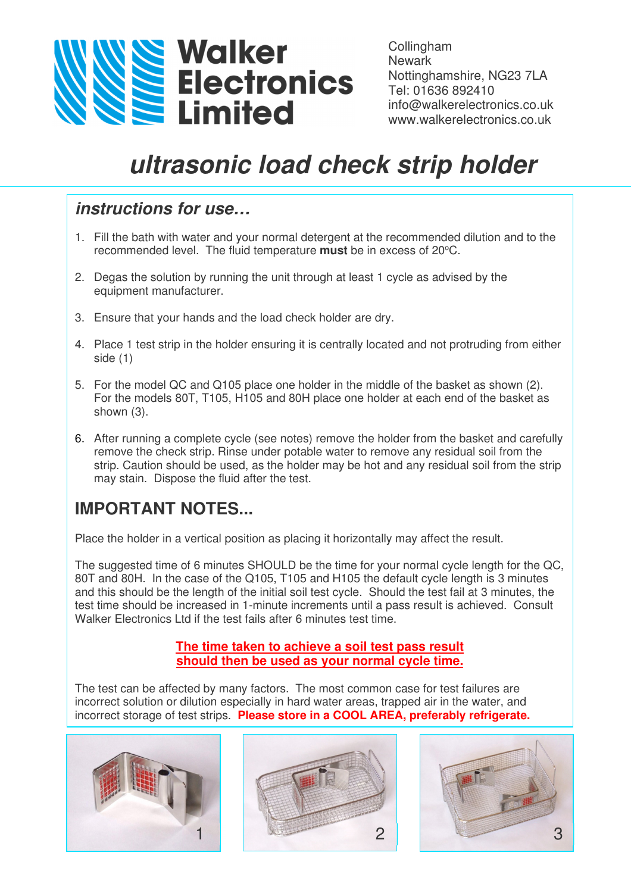# Walker Electronics Limited

Collingham
Newark
Nottinghamshire, NG23 7LA
Tel: 01636 892410
info@walkerelectronics.co.uk
www.walkerelectronics.co.uk

# *ultrasonic load check strip holder*

## *instructions for use…*

1. Fill the bath with water and your normal detergent at the recommended dilution and to the recommended level. The fluid temperature **must** be in excess of 20ºC.
2. Degas the solution by running the unit through at least 1 cycle as advised by the equipment manufacturer.
3. Ensure that your hands and the load check holder are dry.
4. Place 1 test strip in the holder ensuring it is centrally located and not protruding from either side (1)
5. For the model QC and Q105 place one holder in the middle of the basket as shown (2). For the models 80T, T105, H105 and 80H place one holder at each end of the basket as shown (3).
6. After running a complete cycle (see notes) remove the holder from the basket and carefully remove the check strip. Rinse under potable water to remove any residual soil from the strip. Caution should be used, as the holder may be hot and any residual soil from the strip may stain. Dispose the fluid after the test.

## IMPORTANT NOTES...

Place the holder in a vertical position as placing it horizontally may affect the result.

The suggested time of 6 minutes SHOULD be the time for your normal cycle length for the QC, 80T and 80H. In the case of the Q105, T105 and H105 the default cycle length is 3 minutes and this should be the length of the initial soil test cycle. Should the test fail at 3 minutes, the test time should be increased in 1-minute increments until a pass result is achieved. Consult Walker Electronics Ltd if the test fails after 6 minutes test time.

**The time taken to achieve a soil test pass result should then be used as your normal cycle time.**

The test can be affected by many factors. The most common case for test failures are incorrect solution or dilution especially in hard water areas, trapped air in the water, and incorrect storage of test strips. **Please store in a COOL AREA, preferably refrigerate.**

1

2

3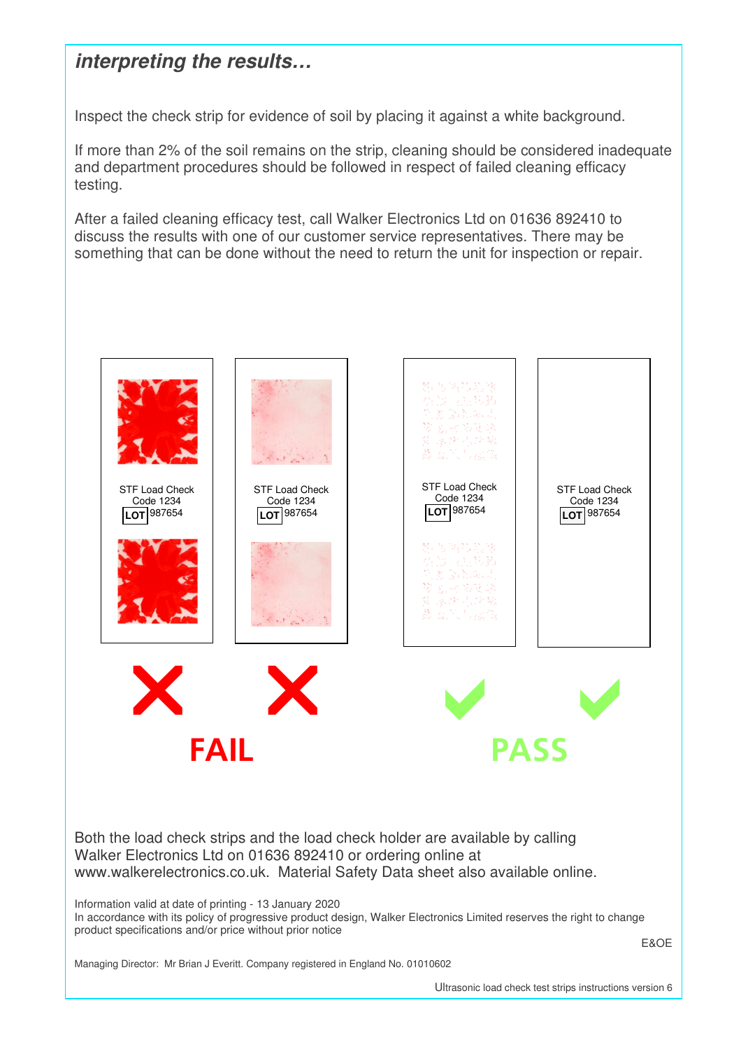## *interpreting the results…*

Inspect the check strip for evidence of soil by placing it against a white background.

If more than 2% of the soil remains on the strip, cleaning should be considered inadequate and department procedures should be followed in respect of failed cleaning efficacy testing.

After a failed cleaning efficacy test, call Walker Electronics Ltd on 01636 892410 to discuss the results with one of our customer service representatives. There may be something that can be done without the need to return the unit for inspection or repair.

STF Load Check
Code 1234
LOT 987654

STF Load Check
Code 1234
LOT 987654

STF Load Check
Code 1234
LOT 987654

STF Load Check
Code 1234
LOT 987654

**FAIL**

**PASS**

Both the load check strips and the load check holder are available by calling Walker Electronics Ltd on 01636 892410 or ordering online at www.walkerelectronics.co.uk. Material Safety Data sheet also available online.

Information valid at date of printing - 13 January 2020
In accordance with its policy of progressive product design, Walker Electronics Limited reserves the right to change product specifications and/or price without prior notice

E&OE

Managing Director: Mr Brian J Everitt. Company registered in England No. 01010602